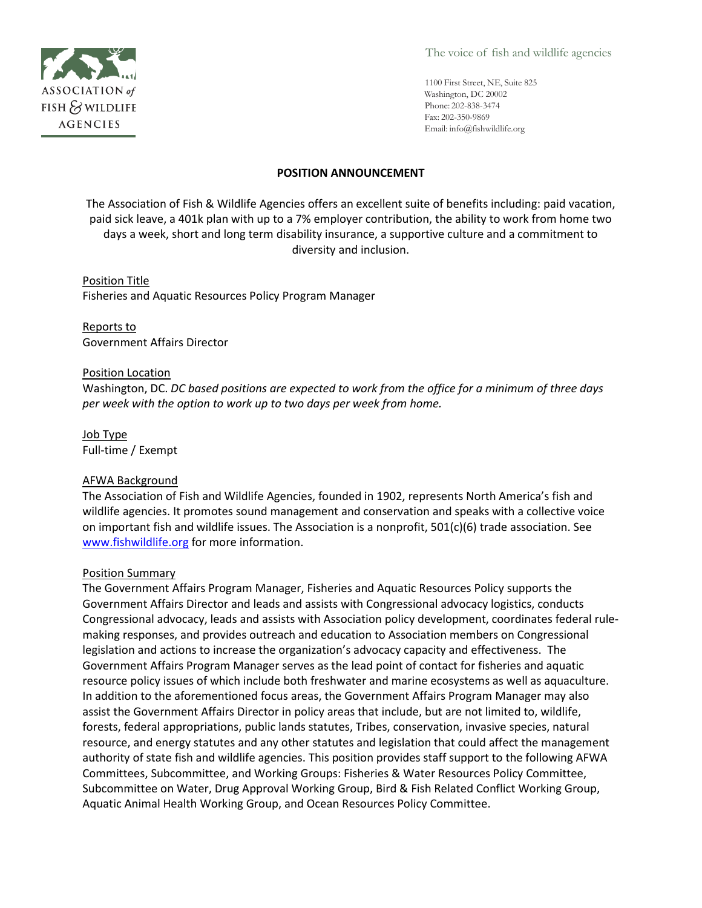ASSOCIATION *of* FISH & WILDLIFE AGENCIES

The voice of fish and wildlife agencies

1100 First Street, NE, Suite 825
Washington, DC 20002
Phone: 202-838-3474
Fax: 202-350-9869
Email: info@fishwildlife.org

**POSITION ANNOUNCEMENT**

The Association of Fish & Wildlife Agencies offers an excellent suite of benefits including: paid vacation, paid sick leave, a 401k plan with up to a 7% employer contribution, the ability to work from home two days a week, short and long term disability insurance, a supportive culture and a commitment to diversity and inclusion.

Position Title
Fisheries and Aquatic Resources Policy Program Manager

Reports to
Government Affairs Director

Position Location
Washington, DC. *DC based positions are expected to work from the office for a minimum of three days per week with the option to work up to two days per week from home.*

Job Type
Full-time / Exempt

AFWA Background
The Association of Fish and Wildlife Agencies, founded in 1902, represents North America's fish and wildlife agencies. It promotes sound management and conservation and speaks with a collective voice on important fish and wildlife issues. The Association is a nonprofit, 501(c)(6) trade association. See [www.fishwildlife.org](http://www.fishwildlife.org) for more information.

Position Summary
The Government Affairs Program Manager, Fisheries and Aquatic Resources Policy supports the Government Affairs Director and leads and assists with Congressional advocacy logistics, conducts Congressional advocacy, leads and assists with Association policy development, coordinates federal rule-making responses, and provides outreach and education to Association members on Congressional legislation and actions to increase the organization's advocacy capacity and effectiveness. The Government Affairs Program Manager serves as the lead point of contact for fisheries and aquatic resource policy issues of which include both freshwater and marine ecosystems as well as aquaculture. In addition to the aforementioned focus areas, the Government Affairs Program Manager may also assist the Government Affairs Director in policy areas that include, but are not limited to, wildlife, forests, federal appropriations, public lands statutes, Tribes, conservation, invasive species, natural resource, and energy statutes and any other statutes and legislation that could affect the management authority of state fish and wildlife agencies. This position provides staff support to the following AFWA Committees, Subcommittee, and Working Groups: Fisheries & Water Resources Policy Committee, Subcommittee on Water, Drug Approval Working Group, Bird & Fish Related Conflict Working Group, Aquatic Animal Health Working Group, and Ocean Resources Policy Committee.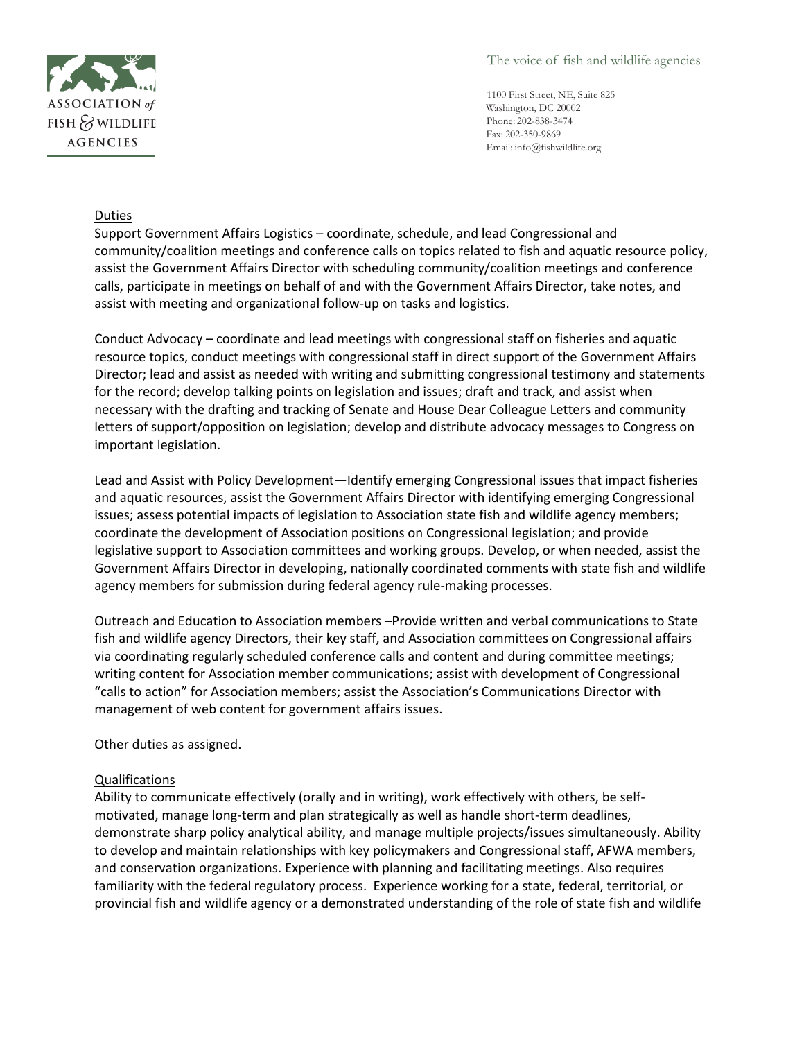Duties

Support Government Affairs Logistics – coordinate, schedule, and lead Congressional and community/coalition meetings and conference calls on topics related to fish and aquatic resource policy, assist the Government Affairs Director with scheduling community/coalition meetings and conference calls, participate in meetings on behalf of and with the Government Affairs Director, take notes, and assist with meeting and organizational follow-up on tasks and logistics.

Conduct Advocacy – coordinate and lead meetings with congressional staff on fisheries and aquatic resource topics, conduct meetings with congressional staff in direct support of the Government Affairs Director; lead and assist as needed with writing and submitting congressional testimony and statements for the record; develop talking points on legislation and issues; draft and track, and assist when necessary with the drafting and tracking of Senate and House Dear Colleague Letters and community letters of support/opposition on legislation; develop and distribute advocacy messages to Congress on important legislation.

Lead and Assist with Policy Development—Identify emerging Congressional issues that impact fisheries and aquatic resources, assist the Government Affairs Director with identifying emerging Congressional issues; assess potential impacts of legislation to Association state fish and wildlife agency members; coordinate the development of Association positions on Congressional legislation; and provide legislative support to Association committees and working groups. Develop, or when needed, assist the Government Affairs Director in developing, nationally coordinated comments with state fish and wildlife agency members for submission during federal agency rule-making processes.

Outreach and Education to Association members –Provide written and verbal communications to State fish and wildlife agency Directors, their key staff, and Association committees on Congressional affairs via coordinating regularly scheduled conference calls and content and during committee meetings; writing content for Association member communications; assist with development of Congressional "calls to action" for Association members; assist the Association's Communications Director with management of web content for government affairs issues.

Other duties as assigned.

Qualifications

Ability to communicate effectively (orally and in writing), work effectively with others, be self-motivated, manage long-term and plan strategically as well as handle short-term deadlines, demonstrate sharp policy analytical ability, and manage multiple projects/issues simultaneously. Ability to develop and maintain relationships with key policymakers and Congressional staff, AFWA members, and conservation organizations. Experience with planning and facilitating meetings. Also requires familiarity with the federal regulatory process. Experience working for a state, federal, territorial, or provincial fish and wildlife agency or a demonstrated understanding of the role of state fish and wildlife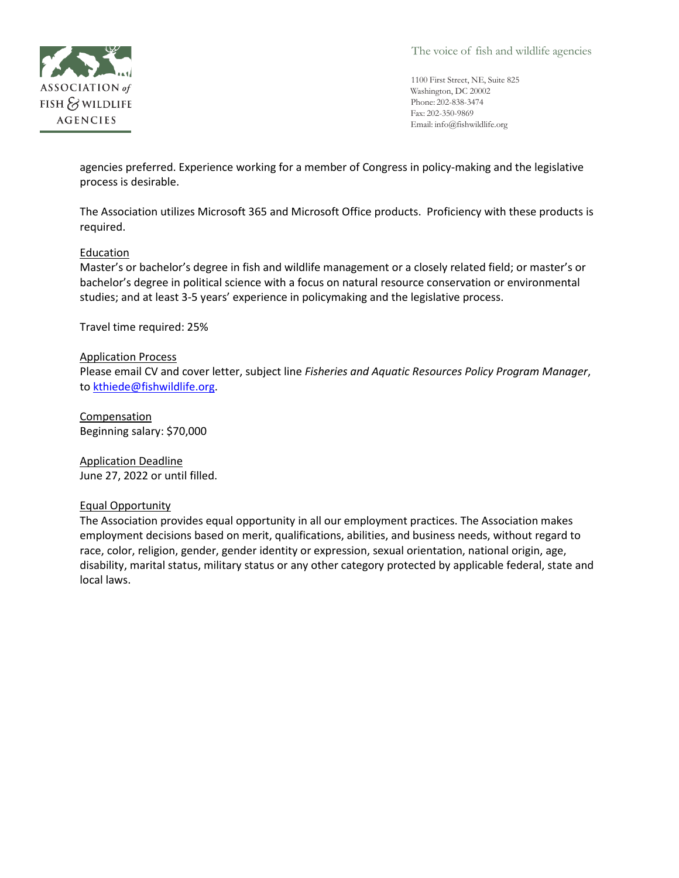agencies preferred. Experience working for a member of Congress in policy-making and the legislative process is desirable.

The Association utilizes Microsoft 365 and Microsoft Office products. Proficiency with these products is required.

Education

Master's or bachelor's degree in fish and wildlife management or a closely related field; or master's or bachelor's degree in political science with a focus on natural resource conservation or environmental studies; and at least 3-5 years' experience in policymaking and the legislative process.

Travel time required: 25%

Application Process

Please email CV and cover letter, subject line *Fisheries and Aquatic Resources Policy Program Manager*, to kthiede@fishwildlife.org.

Compensation

Beginning salary: $70,000

Application Deadline

June 27, 2022 or until filled.

Equal Opportunity

The Association provides equal opportunity in all our employment practices. The Association makes employment decisions based on merit, qualifications, abilities, and business needs, without regard to race, color, religion, gender, gender identity or expression, sexual orientation, national origin, age, disability, marital status, military status or any other category protected by applicable federal, state and local laws.